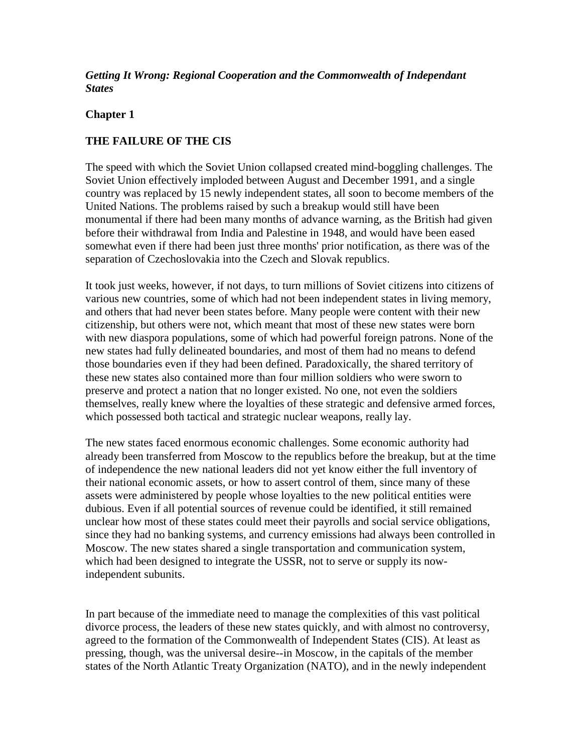***Getting It Wrong: Regional Cooperation and the Commonwealth of Independant States***

## Chapter 1

## THE FAILURE OF THE CIS

The speed with which the Soviet Union collapsed created mind-boggling challenges. The Soviet Union effectively imploded between August and December 1991, and a single country was replaced by 15 newly independent states, all soon to become members of the United Nations. The problems raised by such a breakup would still have been monumental if there had been many months of advance warning, as the British had given before their withdrawal from India and Palestine in 1948, and would have been eased somewhat even if there had been just three months' prior notification, as there was of the separation of Czechoslovakia into the Czech and Slovak republics.

It took just weeks, however, if not days, to turn millions of Soviet citizens into citizens of various new countries, some of which had not been independent states in living memory, and others that had never been states before. Many people were content with their new citizenship, but others were not, which meant that most of these new states were born with new diaspora populations, some of which had powerful foreign patrons. None of the new states had fully delineated boundaries, and most of them had no means to defend those boundaries even if they had been defined. Paradoxically, the shared territory of these new states also contained more than four million soldiers who were sworn to preserve and protect a nation that no longer existed. No one, not even the soldiers themselves, really knew where the loyalties of these strategic and defensive armed forces, which possessed both tactical and strategic nuclear weapons, really lay.

The new states faced enormous economic challenges. Some economic authority had already been transferred from Moscow to the republics before the breakup, but at the time of independence the new national leaders did not yet know either the full inventory of their national economic assets, or how to assert control of them, since many of these assets were administered by people whose loyalties to the new political entities were dubious. Even if all potential sources of revenue could be identified, it still remained unclear how most of these states could meet their payrolls and social service obligations, since they had no banking systems, and currency emissions had always been controlled in Moscow. The new states shared a single transportation and communication system, which had been designed to integrate the USSR, not to serve or supply its now-independent subunits.

In part because of the immediate need to manage the complexities of this vast political divorce process, the leaders of these new states quickly, and with almost no controversy, agreed to the formation of the Commonwealth of Independent States (CIS). At least as pressing, though, was the universal desire--in Moscow, in the capitals of the member states of the North Atlantic Treaty Organization (NATO), and in the newly independent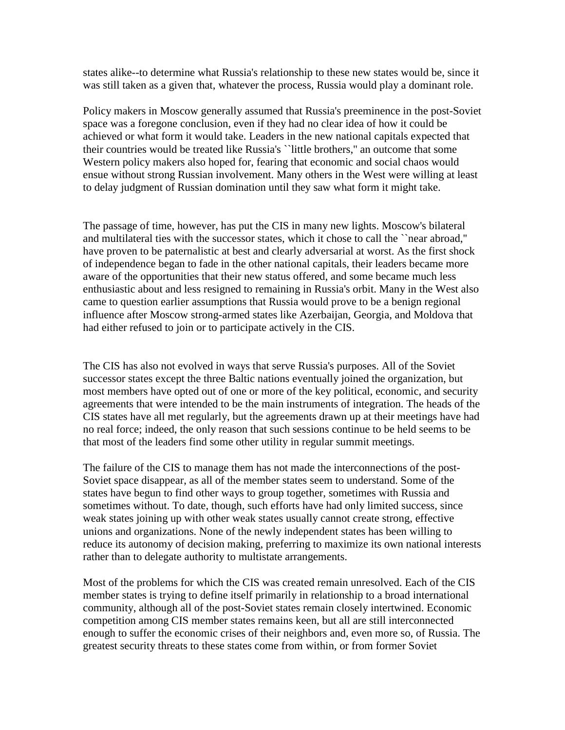states alike--to determine what Russia's relationship to these new states would be, since it was still taken as a given that, whatever the process, Russia would play a dominant role.

Policy makers in Moscow generally assumed that Russia's preeminence in the post-Soviet space was a foregone conclusion, even if they had no clear idea of how it could be achieved or what form it would take. Leaders in the new national capitals expected that their countries would be treated like Russia's ``little brothers,'' an outcome that some Western policy makers also hoped for, fearing that economic and social chaos would ensue without strong Russian involvement. Many others in the West were willing at least to delay judgment of Russian domination until they saw what form it might take.

The passage of time, however, has put the CIS in many new lights. Moscow's bilateral and multilateral ties with the successor states, which it chose to call the ``near abroad,'' have proven to be paternalistic at best and clearly adversarial at worst. As the first shock of independence began to fade in the other national capitals, their leaders became more aware of the opportunities that their new status offered, and some became much less enthusiastic about and less resigned to remaining in Russia's orbit. Many in the West also came to question earlier assumptions that Russia would prove to be a benign regional influence after Moscow strong-armed states like Azerbaijan, Georgia, and Moldova that had either refused to join or to participate actively in the CIS.

The CIS has also not evolved in ways that serve Russia's purposes. All of the Soviet successor states except the three Baltic nations eventually joined the organization, but most members have opted out of one or more of the key political, economic, and security agreements that were intended to be the main instruments of integration. The heads of the CIS states have all met regularly, but the agreements drawn up at their meetings have had no real force; indeed, the only reason that such sessions continue to be held seems to be that most of the leaders find some other utility in regular summit meetings.

The failure of the CIS to manage them has not made the interconnections of the post-Soviet space disappear, as all of the member states seem to understand. Some of the states have begun to find other ways to group together, sometimes with Russia and sometimes without. To date, though, such efforts have had only limited success, since weak states joining up with other weak states usually cannot create strong, effective unions and organizations. None of the newly independent states has been willing to reduce its autonomy of decision making, preferring to maximize its own national interests rather than to delegate authority to multistate arrangements.

Most of the problems for which the CIS was created remain unresolved. Each of the CIS member states is trying to define itself primarily in relationship to a broad international community, although all of the post-Soviet states remain closely intertwined. Economic competition among CIS member states remains keen, but all are still interconnected enough to suffer the economic crises of their neighbors and, even more so, of Russia. The greatest security threats to these states come from within, or from former Soviet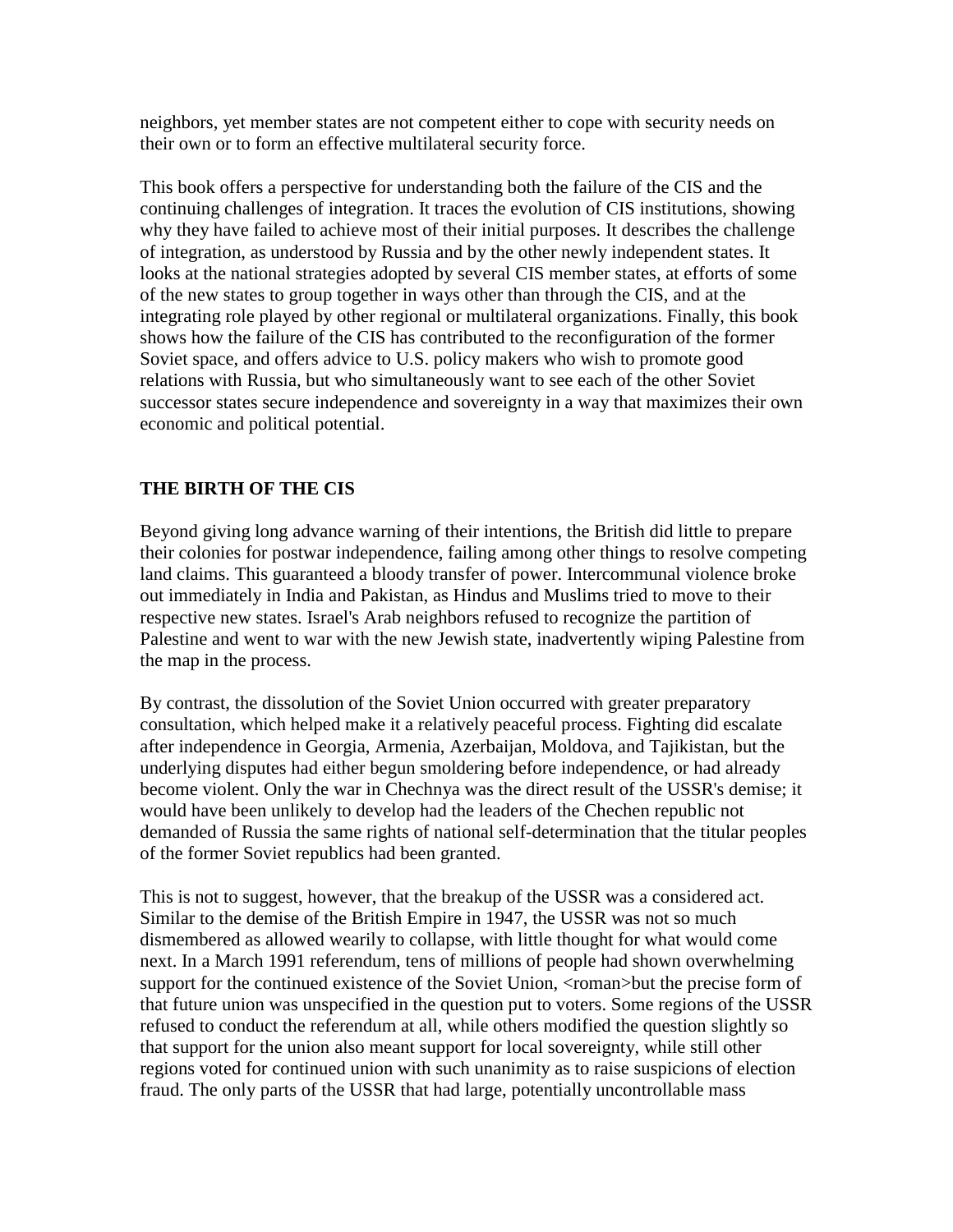neighbors, yet member states are not competent either to cope with security needs on their own or to form an effective multilateral security force.

This book offers a perspective for understanding both the failure of the CIS and the continuing challenges of integration. It traces the evolution of CIS institutions, showing why they have failed to achieve most of their initial purposes. It describes the challenge of integration, as understood by Russia and by the other newly independent states. It looks at the national strategies adopted by several CIS member states, at efforts of some of the new states to group together in ways other than through the CIS, and at the integrating role played by other regional or multilateral organizations. Finally, this book shows how the failure of the CIS has contributed to the reconfiguration of the former Soviet space, and offers advice to U.S. policy makers who wish to promote good relations with Russia, but who simultaneously want to see each of the other Soviet successor states secure independence and sovereignty in a way that maximizes their own economic and political potential.

## THE BIRTH OF THE CIS

Beyond giving long advance warning of their intentions, the British did little to prepare their colonies for postwar independence, failing among other things to resolve competing land claims. This guaranteed a bloody transfer of power. Intercommunal violence broke out immediately in India and Pakistan, as Hindus and Muslims tried to move to their respective new states. Israel's Arab neighbors refused to recognize the partition of Palestine and went to war with the new Jewish state, inadvertently wiping Palestine from the map in the process.

By contrast, the dissolution of the Soviet Union occurred with greater preparatory consultation, which helped make it a relatively peaceful process. Fighting did escalate after independence in Georgia, Armenia, Azerbaijan, Moldova, and Tajikistan, but the underlying disputes had either begun smoldering before independence, or had already become violent. Only the war in Chechnya was the direct result of the USSR's demise; it would have been unlikely to develop had the leaders of the Chechen republic not demanded of Russia the same rights of national self-determination that the titular peoples of the former Soviet republics had been granted.

This is not to suggest, however, that the breakup of the USSR was a considered act. Similar to the demise of the British Empire in 1947, the USSR was not so much dismembered as allowed wearily to collapse, with little thought for what would come next. In a March 1991 referendum, tens of millions of people had shown overwhelming support for the continued existence of the Soviet Union, <roman>but the precise form of that future union was unspecified in the question put to voters. Some regions of the USSR refused to conduct the referendum at all, while others modified the question slightly so that support for the union also meant support for local sovereignty, while still other regions voted for continued union with such unanimity as to raise suspicions of election fraud. The only parts of the USSR that had large, potentially uncontrollable mass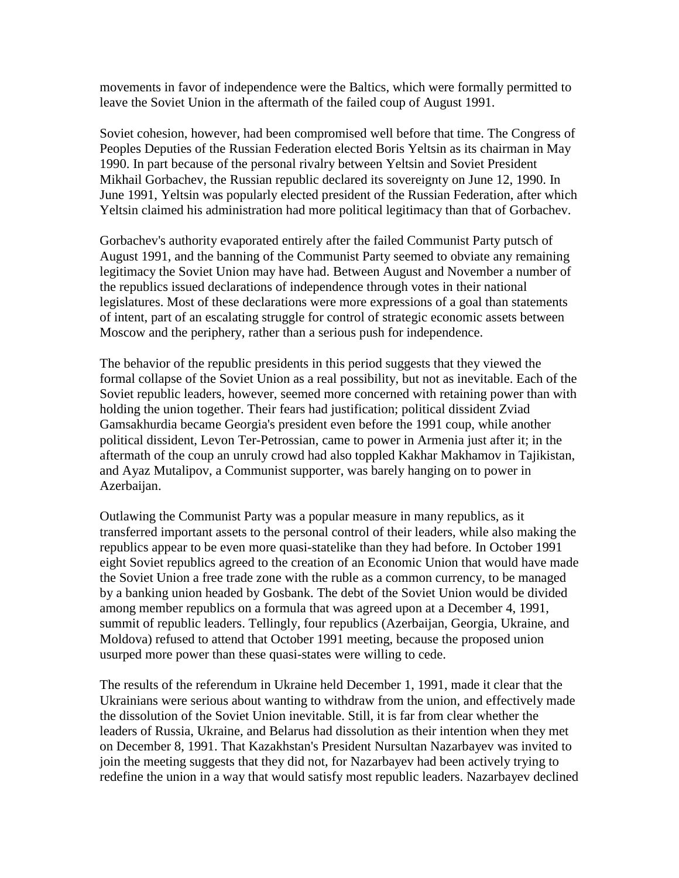movements in favor of independence were the Baltics, which were formally permitted to leave the Soviet Union in the aftermath of the failed coup of August 1991.

Soviet cohesion, however, had been compromised well before that time. The Congress of Peoples Deputies of the Russian Federation elected Boris Yeltsin as its chairman in May 1990. In part because of the personal rivalry between Yeltsin and Soviet President Mikhail Gorbachev, the Russian republic declared its sovereignty on June 12, 1990. In June 1991, Yeltsin was popularly elected president of the Russian Federation, after which Yeltsin claimed his administration had more political legitimacy than that of Gorbachev.

Gorbachev's authority evaporated entirely after the failed Communist Party putsch of August 1991, and the banning of the Communist Party seemed to obviate any remaining legitimacy the Soviet Union may have had. Between August and November a number of the republics issued declarations of independence through votes in their national legislatures. Most of these declarations were more expressions of a goal than statements of intent, part of an escalating struggle for control of strategic economic assets between Moscow and the periphery, rather than a serious push for independence.

The behavior of the republic presidents in this period suggests that they viewed the formal collapse of the Soviet Union as a real possibility, but not as inevitable. Each of the Soviet republic leaders, however, seemed more concerned with retaining power than with holding the union together. Their fears had justification; political dissident Zviad Gamsakhurdia became Georgia's president even before the 1991 coup, while another political dissident, Levon Ter-Petrossian, came to power in Armenia just after it; in the aftermath of the coup an unruly crowd had also toppled Kakhar Makhamov in Tajikistan, and Ayaz Mutalipov, a Communist supporter, was barely hanging on to power in Azerbaijan.

Outlawing the Communist Party was a popular measure in many republics, as it transferred important assets to the personal control of their leaders, while also making the republics appear to be even more quasi-statelike than they had before. In October 1991 eight Soviet republics agreed to the creation of an Economic Union that would have made the Soviet Union a free trade zone with the ruble as a common currency, to be managed by a banking union headed by Gosbank. The debt of the Soviet Union would be divided among member republics on a formula that was agreed upon at a December 4, 1991, summit of republic leaders. Tellingly, four republics (Azerbaijan, Georgia, Ukraine, and Moldova) refused to attend that October 1991 meeting, because the proposed union usurped more power than these quasi-states were willing to cede.

The results of the referendum in Ukraine held December 1, 1991, made it clear that the Ukrainians were serious about wanting to withdraw from the union, and effectively made the dissolution of the Soviet Union inevitable. Still, it is far from clear whether the leaders of Russia, Ukraine, and Belarus had dissolution as their intention when they met on December 8, 1991. That Kazakhstan's President Nursultan Nazarbayev was invited to join the meeting suggests that they did not, for Nazarbayev had been actively trying to redefine the union in a way that would satisfy most republic leaders. Nazarbayev declined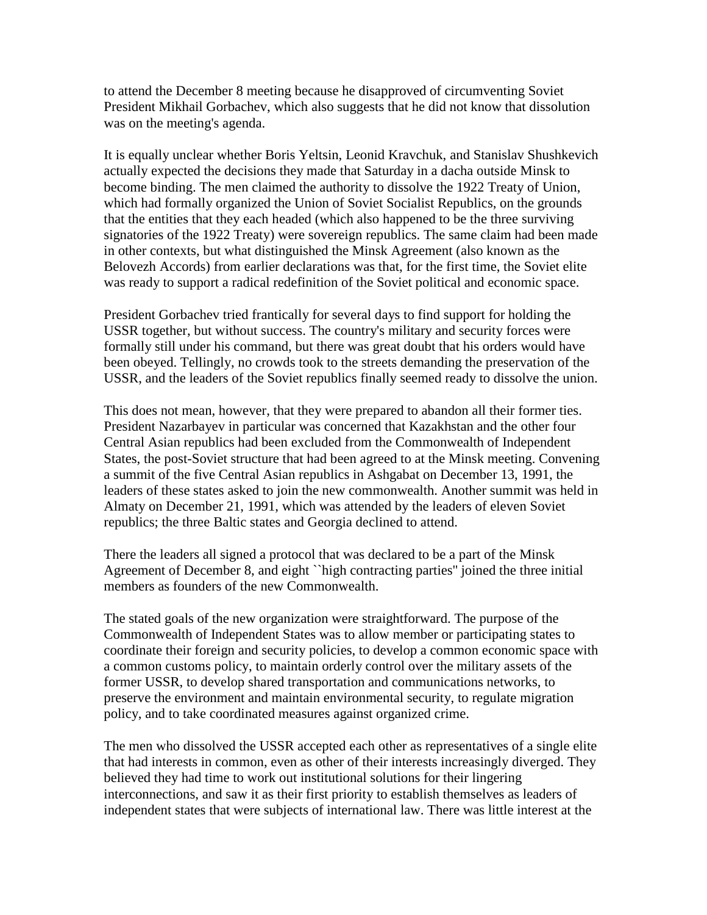to attend the December 8 meeting because he disapproved of circumventing Soviet President Mikhail Gorbachev, which also suggests that he did not know that dissolution was on the meeting's agenda.

It is equally unclear whether Boris Yeltsin, Leonid Kravchuk, and Stanislav Shushkevich actually expected the decisions they made that Saturday in a dacha outside Minsk to become binding. The men claimed the authority to dissolve the 1922 Treaty of Union, which had formally organized the Union of Soviet Socialist Republics, on the grounds that the entities that they each headed (which also happened to be the three surviving signatories of the 1922 Treaty) were sovereign republics. The same claim had been made in other contexts, but what distinguished the Minsk Agreement (also known as the Belovezh Accords) from earlier declarations was that, for the first time, the Soviet elite was ready to support a radical redefinition of the Soviet political and economic space.

President Gorbachev tried frantically for several days to find support for holding the USSR together, but without success. The country's military and security forces were formally still under his command, but there was great doubt that his orders would have been obeyed. Tellingly, no crowds took to the streets demanding the preservation of the USSR, and the leaders of the Soviet republics finally seemed ready to dissolve the union.

This does not mean, however, that they were prepared to abandon all their former ties. President Nazarbayev in particular was concerned that Kazakhstan and the other four Central Asian republics had been excluded from the Commonwealth of Independent States, the post-Soviet structure that had been agreed to at the Minsk meeting. Convening a summit of the five Central Asian republics in Ashgabat on December 13, 1991, the leaders of these states asked to join the new commonwealth. Another summit was held in Almaty on December 21, 1991, which was attended by the leaders of eleven Soviet republics; the three Baltic states and Georgia declined to attend.

There the leaders all signed a protocol that was declared to be a part of the Minsk Agreement of December 8, and eight ``high contracting parties'' joined the three initial members as founders of the new Commonwealth.

The stated goals of the new organization were straightforward. The purpose of the Commonwealth of Independent States was to allow member or participating states to coordinate their foreign and security policies, to develop a common economic space with a common customs policy, to maintain orderly control over the military assets of the former USSR, to develop shared transportation and communications networks, to preserve the environment and maintain environmental security, to regulate migration policy, and to take coordinated measures against organized crime.

The men who dissolved the USSR accepted each other as representatives of a single elite that had interests in common, even as other of their interests increasingly diverged. They believed they had time to work out institutional solutions for their lingering interconnections, and saw it as their first priority to establish themselves as leaders of independent states that were subjects of international law. There was little interest at the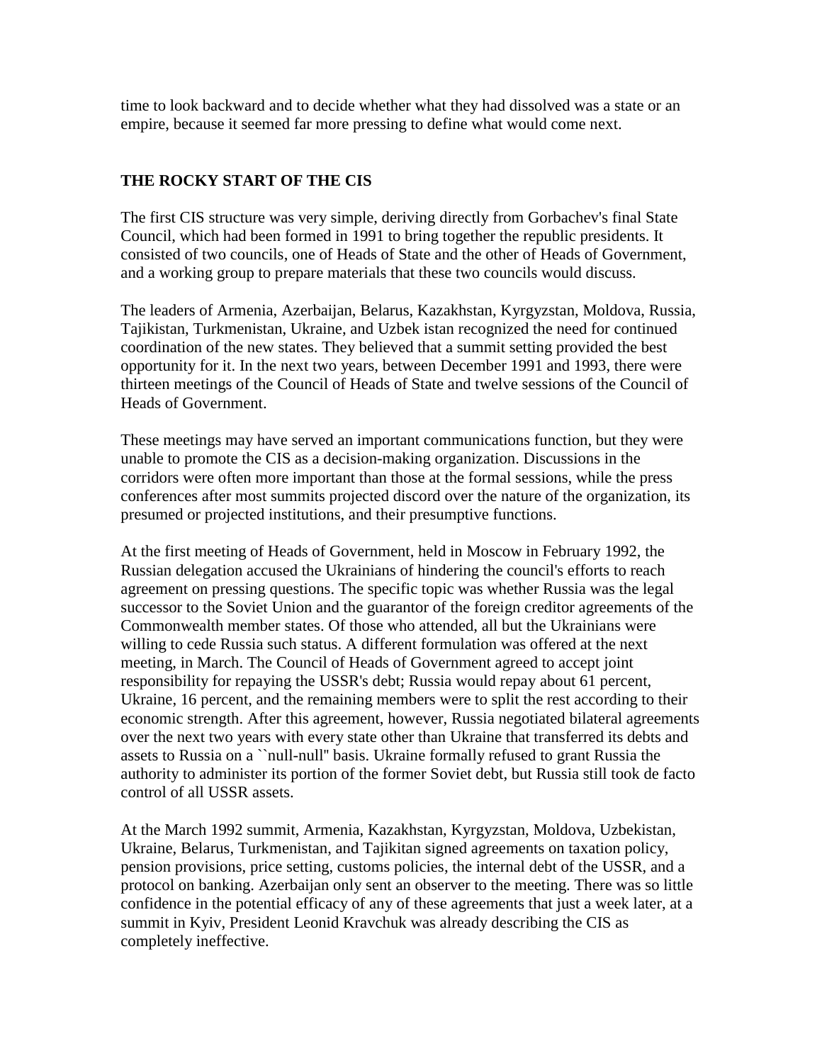time to look backward and to decide whether what they had dissolved was a state or an empire, because it seemed far more pressing to define what would come next.

## THE ROCKY START OF THE CIS

The first CIS structure was very simple, deriving directly from Gorbachev's final State Council, which had been formed in 1991 to bring together the republic presidents. It consisted of two councils, one of Heads of State and the other of Heads of Government, and a working group to prepare materials that these two councils would discuss.

The leaders of Armenia, Azerbaijan, Belarus, Kazakhstan, Kyrgyzstan, Moldova, Russia, Tajikistan, Turkmenistan, Ukraine, and Uzbek istan recognized the need for continued coordination of the new states. They believed that a summit setting provided the best opportunity for it. In the next two years, between December 1991 and 1993, there were thirteen meetings of the Council of Heads of State and twelve sessions of the Council of Heads of Government.

These meetings may have served an important communications function, but they were unable to promote the CIS as a decision-making organization. Discussions in the corridors were often more important than those at the formal sessions, while the press conferences after most summits projected discord over the nature of the organization, its presumed or projected institutions, and their presumptive functions.

At the first meeting of Heads of Government, held in Moscow in February 1992, the Russian delegation accused the Ukrainians of hindering the council's efforts to reach agreement on pressing questions. The specific topic was whether Russia was the legal successor to the Soviet Union and the guarantor of the foreign creditor agreements of the Commonwealth member states. Of those who attended, all but the Ukrainians were willing to cede Russia such status. A different formulation was offered at the next meeting, in March. The Council of Heads of Government agreed to accept joint responsibility for repaying the USSR's debt; Russia would repay about 61 percent, Ukraine, 16 percent, and the remaining members were to split the rest according to their economic strength. After this agreement, however, Russia negotiated bilateral agreements over the next two years with every state other than Ukraine that transferred its debts and assets to Russia on a ``null-null'' basis. Ukraine formally refused to grant Russia the authority to administer its portion of the former Soviet debt, but Russia still took de facto control of all USSR assets.

At the March 1992 summit, Armenia, Kazakhstan, Kyrgyzstan, Moldova, Uzbekistan, Ukraine, Belarus, Turkmenistan, and Tajikitan signed agreements on taxation policy, pension provisions, price setting, customs policies, the internal debt of the USSR, and a protocol on banking. Azerbaijan only sent an observer to the meeting. There was so little confidence in the potential efficacy of any of these agreements that just a week later, at a summit in Kyiv, President Leonid Kravchuk was already describing the CIS as completely ineffective.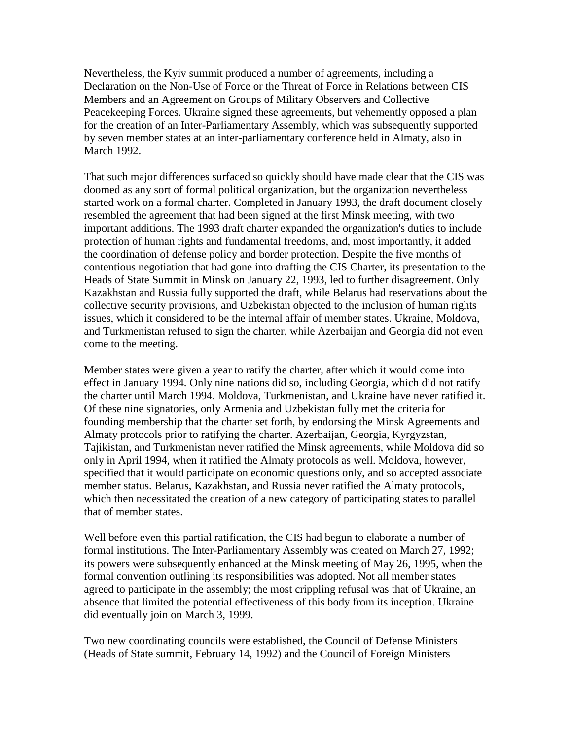Nevertheless, the Kyiv summit produced a number of agreements, including a Declaration on the Non-Use of Force or the Threat of Force in Relations between CIS Members and an Agreement on Groups of Military Observers and Collective Peacekeeping Forces. Ukraine signed these agreements, but vehemently opposed a plan for the creation of an Inter-Parliamentary Assembly, which was subsequently supported by seven member states at an inter-parliamentary conference held in Almaty, also in March 1992.

That such major differences surfaced so quickly should have made clear that the CIS was doomed as any sort of formal political organization, but the organization nevertheless started work on a formal charter. Completed in January 1993, the draft document closely resembled the agreement that had been signed at the first Minsk meeting, with two important additions. The 1993 draft charter expanded the organization's duties to include protection of human rights and fundamental freedoms, and, most importantly, it added the coordination of defense policy and border protection. Despite the five months of contentious negotiation that had gone into drafting the CIS Charter, its presentation to the Heads of State Summit in Minsk on January 22, 1993, led to further disagreement. Only Kazakhstan and Russia fully supported the draft, while Belarus had reservations about the collective security provisions, and Uzbekistan objected to the inclusion of human rights issues, which it considered to be the internal affair of member states. Ukraine, Moldova, and Turkmenistan refused to sign the charter, while Azerbaijan and Georgia did not even come to the meeting.

Member states were given a year to ratify the charter, after which it would come into effect in January 1994. Only nine nations did so, including Georgia, which did not ratify the charter until March 1994. Moldova, Turkmenistan, and Ukraine have never ratified it. Of these nine signatories, only Armenia and Uzbekistan fully met the criteria for founding membership that the charter set forth, by endorsing the Minsk Agreements and Almaty protocols prior to ratifying the charter. Azerbaijan, Georgia, Kyrgyzstan, Tajikistan, and Turkmenistan never ratified the Minsk agreements, while Moldova did so only in April 1994, when it ratified the Almaty protocols as well. Moldova, however, specified that it would participate on economic questions only, and so accepted associate member status. Belarus, Kazakhstan, and Russia never ratified the Almaty protocols, which then necessitated the creation of a new category of participating states to parallel that of member states.

Well before even this partial ratification, the CIS had begun to elaborate a number of formal institutions. The Inter-Parliamentary Assembly was created on March 27, 1992; its powers were subsequently enhanced at the Minsk meeting of May 26, 1995, when the formal convention outlining its responsibilities was adopted. Not all member states agreed to participate in the assembly; the most crippling refusal was that of Ukraine, an absence that limited the potential effectiveness of this body from its inception. Ukraine did eventually join on March 3, 1999.

Two new coordinating councils were established, the Council of Defense Ministers (Heads of State summit, February 14, 1992) and the Council of Foreign Ministers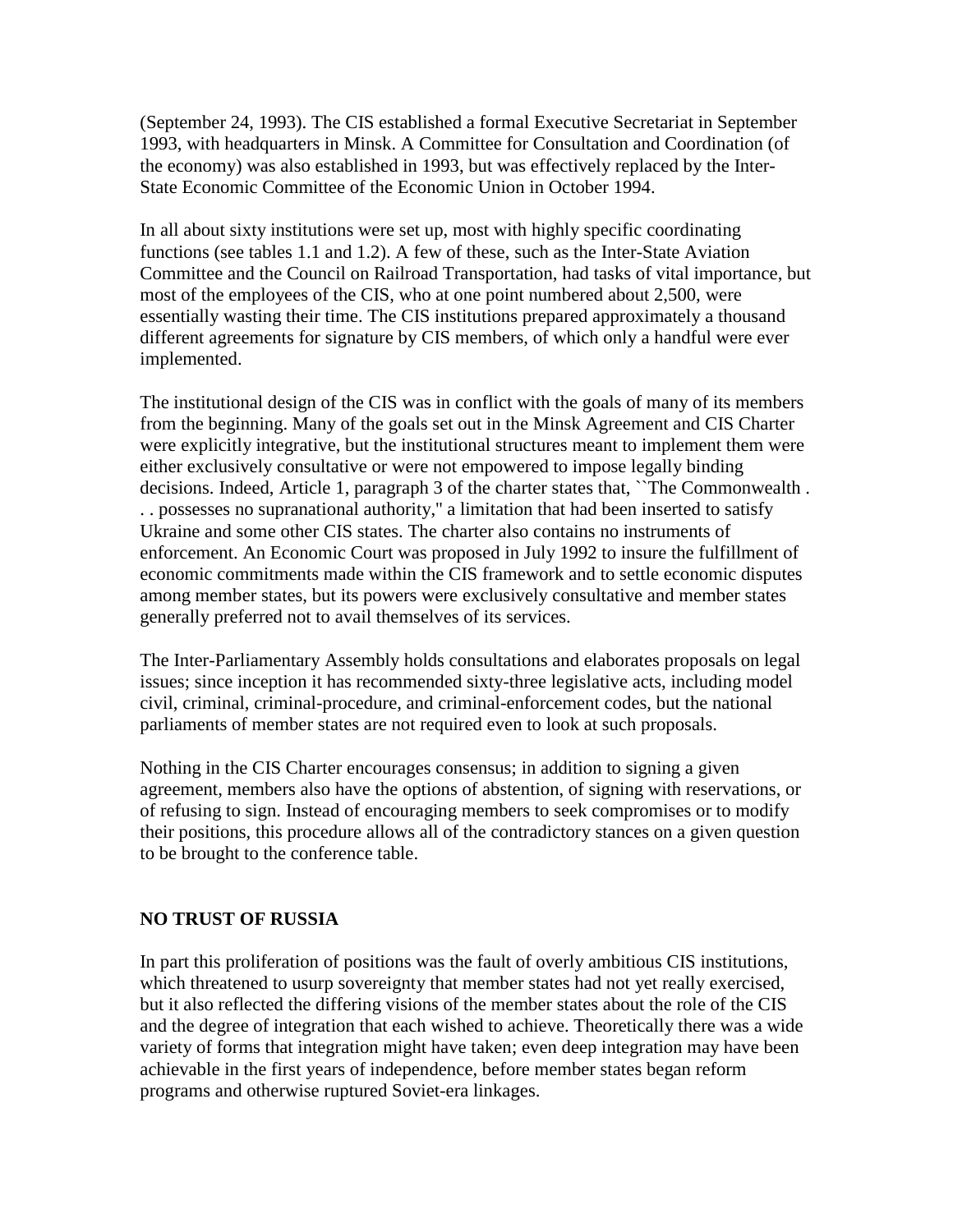(September 24, 1993). The CIS established a formal Executive Secretariat in September 1993, with headquarters in Minsk. A Committee for Consultation and Coordination (of the economy) was also established in 1993, but was effectively replaced by the Inter-State Economic Committee of the Economic Union in October 1994.

In all about sixty institutions were set up, most with highly specific coordinating functions (see tables 1.1 and 1.2). A few of these, such as the Inter-State Aviation Committee and the Council on Railroad Transportation, had tasks of vital importance, but most of the employees of the CIS, who at one point numbered about 2,500, were essentially wasting their time. The CIS institutions prepared approximately a thousand different agreements for signature by CIS members, of which only a handful were ever implemented.

The institutional design of the CIS was in conflict with the goals of many of its members from the beginning. Many of the goals set out in the Minsk Agreement and CIS Charter were explicitly integrative, but the institutional structures meant to implement them were either exclusively consultative or were not empowered to impose legally binding decisions. Indeed, Article 1, paragraph 3 of the charter states that, ``The Commonwealth . . . possesses no supranational authority," a limitation that had been inserted to satisfy Ukraine and some other CIS states. The charter also contains no instruments of enforcement. An Economic Court was proposed in July 1992 to insure the fulfillment of economic commitments made within the CIS framework and to settle economic disputes among member states, but its powers were exclusively consultative and member states generally preferred not to avail themselves of its services.

The Inter-Parliamentary Assembly holds consultations and elaborates proposals on legal issues; since inception it has recommended sixty-three legislative acts, including model civil, criminal, criminal-procedure, and criminal-enforcement codes, but the national parliaments of member states are not required even to look at such proposals.

Nothing in the CIS Charter encourages consensus; in addition to signing a given agreement, members also have the options of abstention, of signing with reservations, or of refusing to sign. Instead of encouraging members to seek compromises or to modify their positions, this procedure allows all of the contradictory stances on a given question to be brought to the conference table.

## NO TRUST OF RUSSIA

In part this proliferation of positions was the fault of overly ambitious CIS institutions, which threatened to usurp sovereignty that member states had not yet really exercised, but it also reflected the differing visions of the member states about the role of the CIS and the degree of integration that each wished to achieve. Theoretically there was a wide variety of forms that integration might have taken; even deep integration may have been achievable in the first years of independence, before member states began reform programs and otherwise ruptured Soviet-era linkages.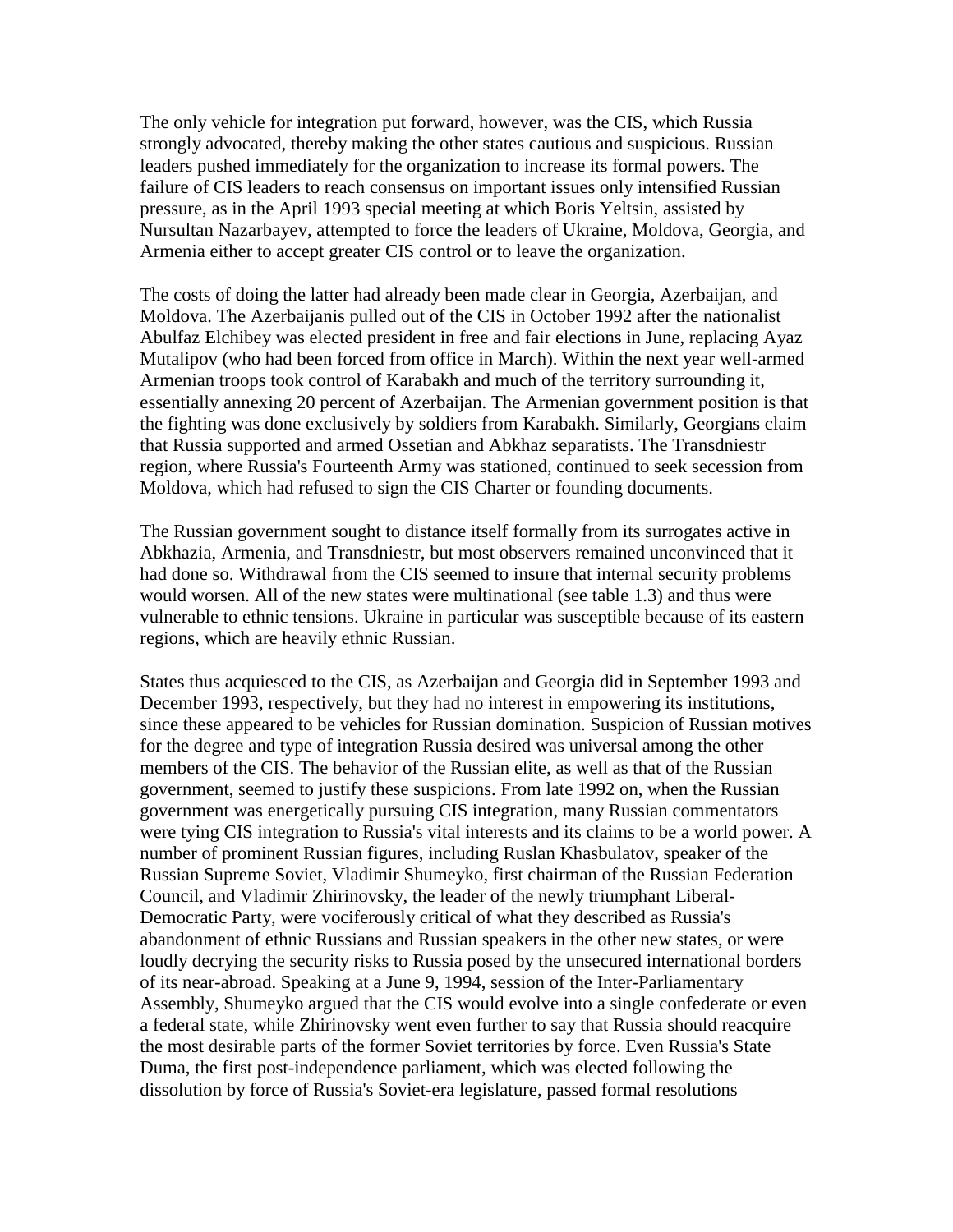The only vehicle for integration put forward, however, was the CIS, which Russia strongly advocated, thereby making the other states cautious and suspicious. Russian leaders pushed immediately for the organization to increase its formal powers. The failure of CIS leaders to reach consensus on important issues only intensified Russian pressure, as in the April 1993 special meeting at which Boris Yeltsin, assisted by Nursultan Nazarbayev, attempted to force the leaders of Ukraine, Moldova, Georgia, and Armenia either to accept greater CIS control or to leave the organization.

The costs of doing the latter had already been made clear in Georgia, Azerbaijan, and Moldova. The Azerbaijanis pulled out of the CIS in October 1992 after the nationalist Abulfaz Elchibey was elected president in free and fair elections in June, replacing Ayaz Mutalipov (who had been forced from office in March). Within the next year well-armed Armenian troops took control of Karabakh and much of the territory surrounding it, essentially annexing 20 percent of Azerbaijan. The Armenian government position is that the fighting was done exclusively by soldiers from Karabakh. Similarly, Georgians claim that Russia supported and armed Ossetian and Abkhaz separatists. The Transdniestr region, where Russia's Fourteenth Army was stationed, continued to seek secession from Moldova, which had refused to sign the CIS Charter or founding documents.

The Russian government sought to distance itself formally from its surrogates active in Abkhazia, Armenia, and Transdniestr, but most observers remained unconvinced that it had done so. Withdrawal from the CIS seemed to insure that internal security problems would worsen. All of the new states were multinational (see table 1.3) and thus were vulnerable to ethnic tensions. Ukraine in particular was susceptible because of its eastern regions, which are heavily ethnic Russian.

States thus acquiesced to the CIS, as Azerbaijan and Georgia did in September 1993 and December 1993, respectively, but they had no interest in empowering its institutions, since these appeared to be vehicles for Russian domination. Suspicion of Russian motives for the degree and type of integration Russia desired was universal among the other members of the CIS. The behavior of the Russian elite, as well as that of the Russian government, seemed to justify these suspicions. From late 1992 on, when the Russian government was energetically pursuing CIS integration, many Russian commentators were tying CIS integration to Russia's vital interests and its claims to be a world power. A number of prominent Russian figures, including Ruslan Khasbulatov, speaker of the Russian Supreme Soviet, Vladimir Shumeyko, first chairman of the Russian Federation Council, and Vladimir Zhirinovsky, the leader of the newly triumphant Liberal-Democratic Party, were vociferously critical of what they described as Russia's abandonment of ethnic Russians and Russian speakers in the other new states, or were loudly decrying the security risks to Russia posed by the unsecured international borders of its near-abroad. Speaking at a June 9, 1994, session of the Inter-Parliamentary Assembly, Shumeyko argued that the CIS would evolve into a single confederate or even a federal state, while Zhirinovsky went even further to say that Russia should reacquire the most desirable parts of the former Soviet territories by force. Even Russia's State Duma, the first post-independence parliament, which was elected following the dissolution by force of Russia's Soviet-era legislature, passed formal resolutions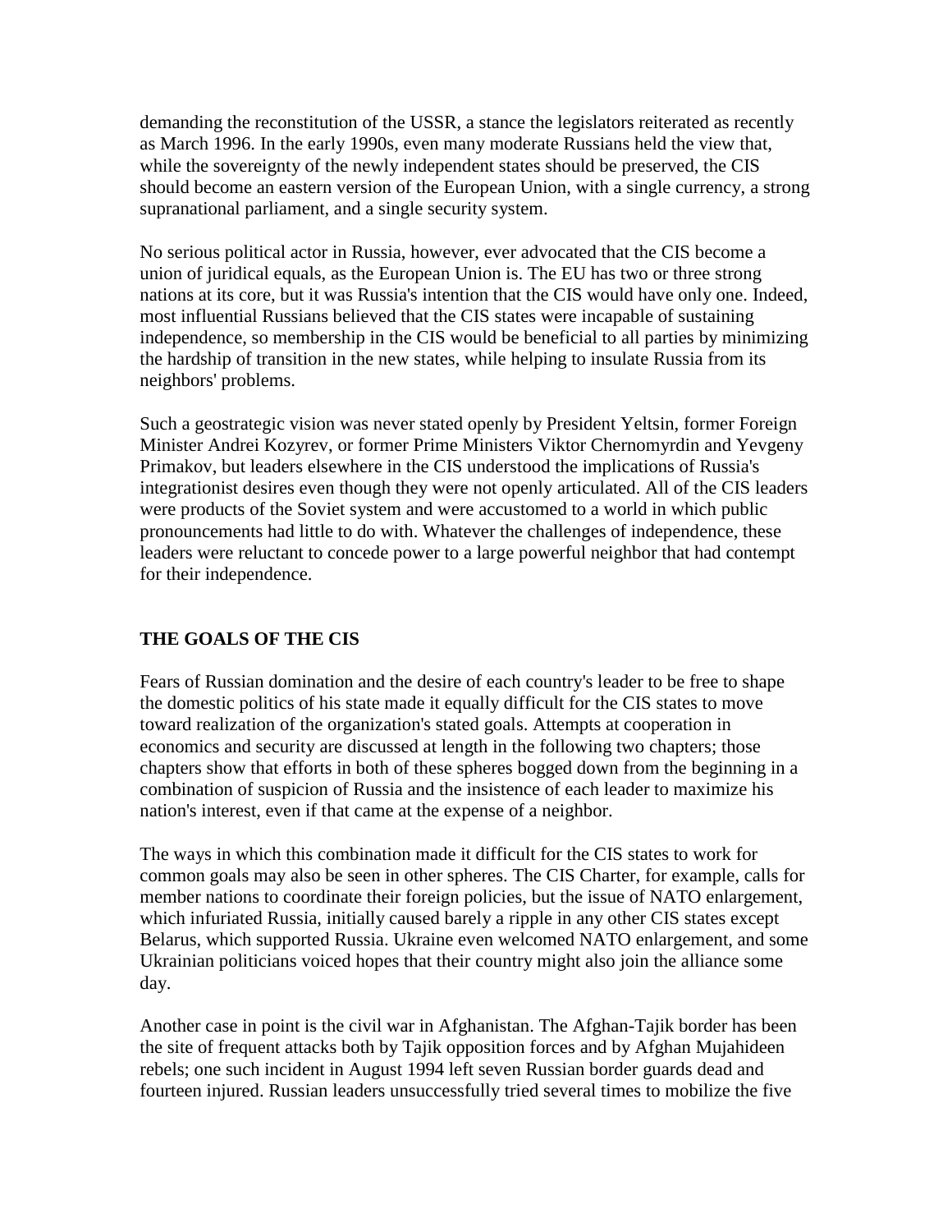demanding the reconstitution of the USSR, a stance the legislators reiterated as recently as March 1996. In the early 1990s, even many moderate Russians held the view that, while the sovereignty of the newly independent states should be preserved, the CIS should become an eastern version of the European Union, with a single currency, a strong supranational parliament, and a single security system.

No serious political actor in Russia, however, ever advocated that the CIS become a union of juridical equals, as the European Union is. The EU has two or three strong nations at its core, but it was Russia's intention that the CIS would have only one. Indeed, most influential Russians believed that the CIS states were incapable of sustaining independence, so membership in the CIS would be beneficial to all parties by minimizing the hardship of transition in the new states, while helping to insulate Russia from its neighbors' problems.

Such a geostrategic vision was never stated openly by President Yeltsin, former Foreign Minister Andrei Kozyrev, or former Prime Ministers Viktor Chernomyrdin and Yevgeny Primakov, but leaders elsewhere in the CIS understood the implications of Russia's integrationist desires even though they were not openly articulated. All of the CIS leaders were products of the Soviet system and were accustomed to a world in which public pronouncements had little to do with. Whatever the challenges of independence, these leaders were reluctant to concede power to a large powerful neighbor that had contempt for their independence.

## THE GOALS OF THE CIS

Fears of Russian domination and the desire of each country's leader to be free to shape the domestic politics of his state made it equally difficult for the CIS states to move toward realization of the organization's stated goals. Attempts at cooperation in economics and security are discussed at length in the following two chapters; those chapters show that efforts in both of these spheres bogged down from the beginning in a combination of suspicion of Russia and the insistence of each leader to maximize his nation's interest, even if that came at the expense of a neighbor.

The ways in which this combination made it difficult for the CIS states to work for common goals may also be seen in other spheres. The CIS Charter, for example, calls for member nations to coordinate their foreign policies, but the issue of NATO enlargement, which infuriated Russia, initially caused barely a ripple in any other CIS states except Belarus, which supported Russia. Ukraine even welcomed NATO enlargement, and some Ukrainian politicians voiced hopes that their country might also join the alliance some day.

Another case in point is the civil war in Afghanistan. The Afghan-Tajik border has been the site of frequent attacks both by Tajik opposition forces and by Afghan Mujahideen rebels; one such incident in August 1994 left seven Russian border guards dead and fourteen injured. Russian leaders unsuccessfully tried several times to mobilize the five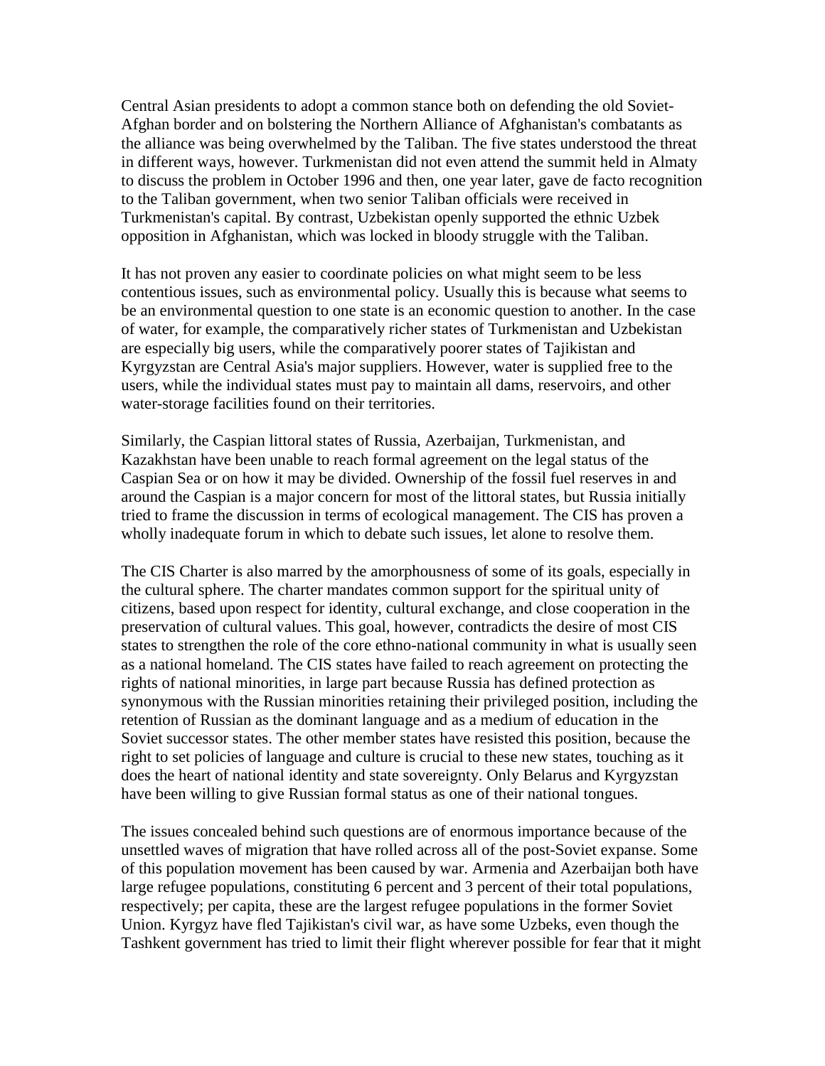Central Asian presidents to adopt a common stance both on defending the old Soviet-Afghan border and on bolstering the Northern Alliance of Afghanistan's combatants as the alliance was being overwhelmed by the Taliban. The five states understood the threat in different ways, however. Turkmenistan did not even attend the summit held in Almaty to discuss the problem in October 1996 and then, one year later, gave de facto recognition to the Taliban government, when two senior Taliban officials were received in Turkmenistan's capital. By contrast, Uzbekistan openly supported the ethnic Uzbek opposition in Afghanistan, which was locked in bloody struggle with the Taliban.

It has not proven any easier to coordinate policies on what might seem to be less contentious issues, such as environmental policy. Usually this is because what seems to be an environmental question to one state is an economic question to another. In the case of water, for example, the comparatively richer states of Turkmenistan and Uzbekistan are especially big users, while the comparatively poorer states of Tajikistan and Kyrgyzstan are Central Asia's major suppliers. However, water is supplied free to the users, while the individual states must pay to maintain all dams, reservoirs, and other water-storage facilities found on their territories.

Similarly, the Caspian littoral states of Russia, Azerbaijan, Turkmenistan, and Kazakhstan have been unable to reach formal agreement on the legal status of the Caspian Sea or on how it may be divided. Ownership of the fossil fuel reserves in and around the Caspian is a major concern for most of the littoral states, but Russia initially tried to frame the discussion in terms of ecological management. The CIS has proven a wholly inadequate forum in which to debate such issues, let alone to resolve them.

The CIS Charter is also marred by the amorphousness of some of its goals, especially in the cultural sphere. The charter mandates common support for the spiritual unity of citizens, based upon respect for identity, cultural exchange, and close cooperation in the preservation of cultural values. This goal, however, contradicts the desire of most CIS states to strengthen the role of the core ethno-national community in what is usually seen as a national homeland. The CIS states have failed to reach agreement on protecting the rights of national minorities, in large part because Russia has defined protection as synonymous with the Russian minorities retaining their privileged position, including the retention of Russian as the dominant language and as a medium of education in the Soviet successor states. The other member states have resisted this position, because the right to set policies of language and culture is crucial to these new states, touching as it does the heart of national identity and state sovereignty. Only Belarus and Kyrgyzstan have been willing to give Russian formal status as one of their national tongues.

The issues concealed behind such questions are of enormous importance because of the unsettled waves of migration that have rolled across all of the post-Soviet expanse. Some of this population movement has been caused by war. Armenia and Azerbaijan both have large refugee populations, constituting 6 percent and 3 percent of their total populations, respectively; per capita, these are the largest refugee populations in the former Soviet Union. Kyrgyz have fled Tajikistan's civil war, as have some Uzbeks, even though the Tashkent government has tried to limit their flight wherever possible for fear that it might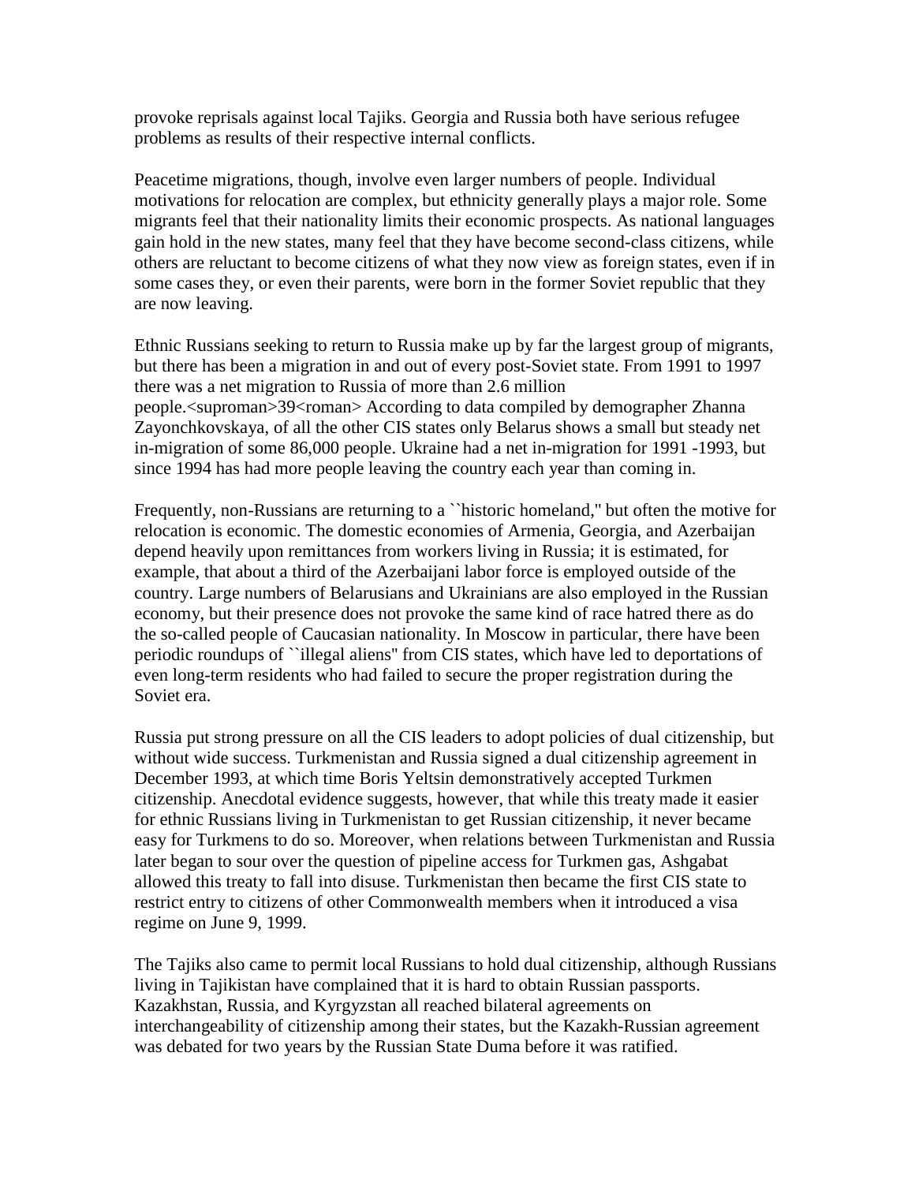provoke reprisals against local Tajiks. Georgia and Russia both have serious refugee problems as results of their respective internal conflicts.

Peacetime migrations, though, involve even larger numbers of people. Individual motivations for relocation are complex, but ethnicity generally plays a major role. Some migrants feel that their nationality limits their economic prospects. As national languages gain hold in the new states, many feel that they have become second-class citizens, while others are reluctant to become citizens of what they now view as foreign states, even if in some cases they, or even their parents, were born in the former Soviet republic that they are now leaving.

Ethnic Russians seeking to return to Russia make up by far the largest group of migrants, but there has been a migration in and out of every post-Soviet state. From 1991 to 1997 there was a net migration to Russia of more than 2.6 million people.[39] According to data compiled by demographer Zhanna Zayonchkovskaya, of all the other CIS states only Belarus shows a small but steady net in-migration of some 86,000 people. Ukraine had a net in-migration for 1991 -1993, but since 1994 has had more people leaving the country each year than coming in.

Frequently, non-Russians are returning to a ``historic homeland,'' but often the motive for relocation is economic. The domestic economies of Armenia, Georgia, and Azerbaijan depend heavily upon remittances from workers living in Russia; it is estimated, for example, that about a third of the Azerbaijani labor force is employed outside of the country. Large numbers of Belarusians and Ukrainians are also employed in the Russian economy, but their presence does not provoke the same kind of race hatred there as do the so-called people of Caucasian nationality. In Moscow in particular, there have been periodic roundups of ``illegal aliens'' from CIS states, which have led to deportations of even long-term residents who had failed to secure the proper registration during the Soviet era.

Russia put strong pressure on all the CIS leaders to adopt policies of dual citizenship, but without wide success. Turkmenistan and Russia signed a dual citizenship agreement in December 1993, at which time Boris Yeltsin demonstratively accepted Turkmen citizenship. Anecdotal evidence suggests, however, that while this treaty made it easier for ethnic Russians living in Turkmenistan to get Russian citizenship, it never became easy for Turkmens to do so. Moreover, when relations between Turkmenistan and Russia later began to sour over the question of pipeline access for Turkmen gas, Ashgabat allowed this treaty to fall into disuse. Turkmenistan then became the first CIS state to restrict entry to citizens of other Commonwealth members when it introduced a visa regime on June 9, 1999.

The Tajiks also came to permit local Russians to hold dual citizenship, although Russians living in Tajikistan have complained that it is hard to obtain Russian passports. Kazakhstan, Russia, and Kyrgyzstan all reached bilateral agreements on interchangeability of citizenship among their states, but the Kazakh-Russian agreement was debated for two years by the Russian State Duma before it was ratified.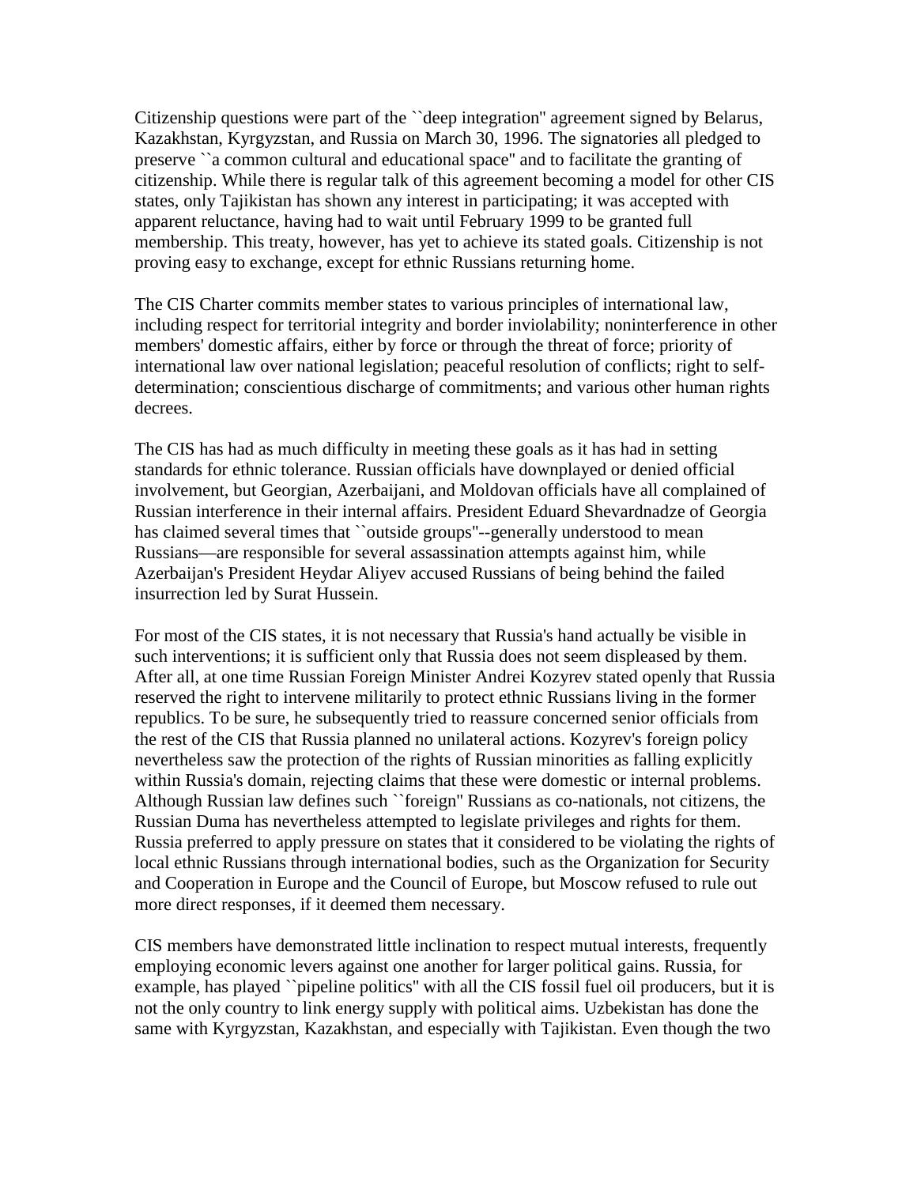Citizenship questions were part of the ``deep integration'' agreement signed by Belarus, Kazakhstan, Kyrgyzstan, and Russia on March 30, 1996. The signatories all pledged to preserve ``a common cultural and educational space'' and to facilitate the granting of citizenship. While there is regular talk of this agreement becoming a model for other CIS states, only Tajikistan has shown any interest in participating; it was accepted with apparent reluctance, having had to wait until February 1999 to be granted full membership. This treaty, however, has yet to achieve its stated goals. Citizenship is not proving easy to exchange, except for ethnic Russians returning home.

The CIS Charter commits member states to various principles of international law, including respect for territorial integrity and border inviolability; noninterference in other members' domestic affairs, either by force or through the threat of force; priority of international law over national legislation; peaceful resolution of conflicts; right to self-determination; conscientious discharge of commitments; and various other human rights decrees.

The CIS has had as much difficulty in meeting these goals as it has had in setting standards for ethnic tolerance. Russian officials have downplayed or denied official involvement, but Georgian, Azerbaijani, and Moldovan officials have all complained of Russian interference in their internal affairs. President Eduard Shevardnadze of Georgia has claimed several times that ``outside groups''--generally understood to mean Russians—are responsible for several assassination attempts against him, while Azerbaijan's President Heydar Aliyev accused Russians of being behind the failed insurrection led by Surat Hussein.

For most of the CIS states, it is not necessary that Russia's hand actually be visible in such interventions; it is sufficient only that Russia does not seem displeased by them. After all, at one time Russian Foreign Minister Andrei Kozyrev stated openly that Russia reserved the right to intervene militarily to protect ethnic Russians living in the former republics. To be sure, he subsequently tried to reassure concerned senior officials from the rest of the CIS that Russia planned no unilateral actions. Kozyrev's foreign policy nevertheless saw the protection of the rights of Russian minorities as falling explicitly within Russia's domain, rejecting claims that these were domestic or internal problems. Although Russian law defines such ``foreign'' Russians as co-nationals, not citizens, the Russian Duma has nevertheless attempted to legislate privileges and rights for them. Russia preferred to apply pressure on states that it considered to be violating the rights of local ethnic Russians through international bodies, such as the Organization for Security and Cooperation in Europe and the Council of Europe, but Moscow refused to rule out more direct responses, if it deemed them necessary.

CIS members have demonstrated little inclination to respect mutual interests, frequently employing economic levers against one another for larger political gains. Russia, for example, has played ``pipeline politics'' with all the CIS fossil fuel oil producers, but it is not the only country to link energy supply with political aims. Uzbekistan has done the same with Kyrgyzstan, Kazakhstan, and especially with Tajikistan. Even though the two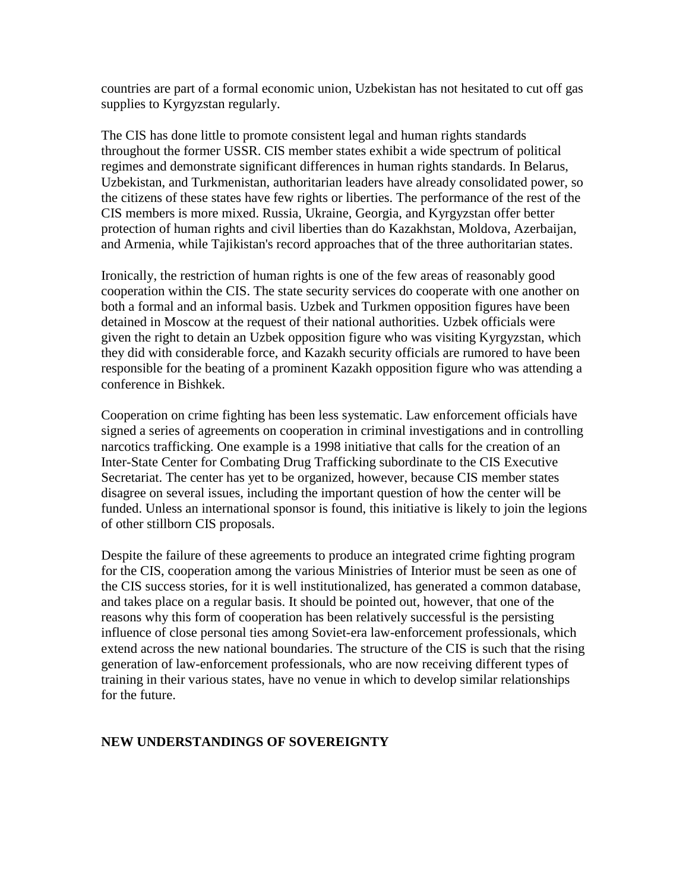countries are part of a formal economic union, Uzbekistan has not hesitated to cut off gas supplies to Kyrgyzstan regularly.

The CIS has done little to promote consistent legal and human rights standards throughout the former USSR. CIS member states exhibit a wide spectrum of political regimes and demonstrate significant differences in human rights standards. In Belarus, Uzbekistan, and Turkmenistan, authoritarian leaders have already consolidated power, so the citizens of these states have few rights or liberties. The performance of the rest of the CIS members is more mixed. Russia, Ukraine, Georgia, and Kyrgyzstan offer better protection of human rights and civil liberties than do Kazakhstan, Moldova, Azerbaijan, and Armenia, while Tajikistan's record approaches that of the three authoritarian states.

Ironically, the restriction of human rights is one of the few areas of reasonably good cooperation within the CIS. The state security services do cooperate with one another on both a formal and an informal basis. Uzbek and Turkmen opposition figures have been detained in Moscow at the request of their national authorities. Uzbek officials were given the right to detain an Uzbek opposition figure who was visiting Kyrgyzstan, which they did with considerable force, and Kazakh security officials are rumored to have been responsible for the beating of a prominent Kazakh opposition figure who was attending a conference in Bishkek.

Cooperation on crime fighting has been less systematic. Law enforcement officials have signed a series of agreements on cooperation in criminal investigations and in controlling narcotics trafficking. One example is a 1998 initiative that calls for the creation of an Inter-State Center for Combating Drug Trafficking subordinate to the CIS Executive Secretariat. The center has yet to be organized, however, because CIS member states disagree on several issues, including the important question of how the center will be funded. Unless an international sponsor is found, this initiative is likely to join the legions of other stillborn CIS proposals.

Despite the failure of these agreements to produce an integrated crime fighting program for the CIS, cooperation among the various Ministries of Interior must be seen as one of the CIS success stories, for it is well institutionalized, has generated a common database, and takes place on a regular basis. It should be pointed out, however, that one of the reasons why this form of cooperation has been relatively successful is the persisting influence of close personal ties among Soviet-era law-enforcement professionals, which extend across the new national boundaries. The structure of the CIS is such that the rising generation of law-enforcement professionals, who are now receiving different types of training in their various states, have no venue in which to develop similar relationships for the future.

## NEW UNDERSTANDINGS OF SOVEREIGNTY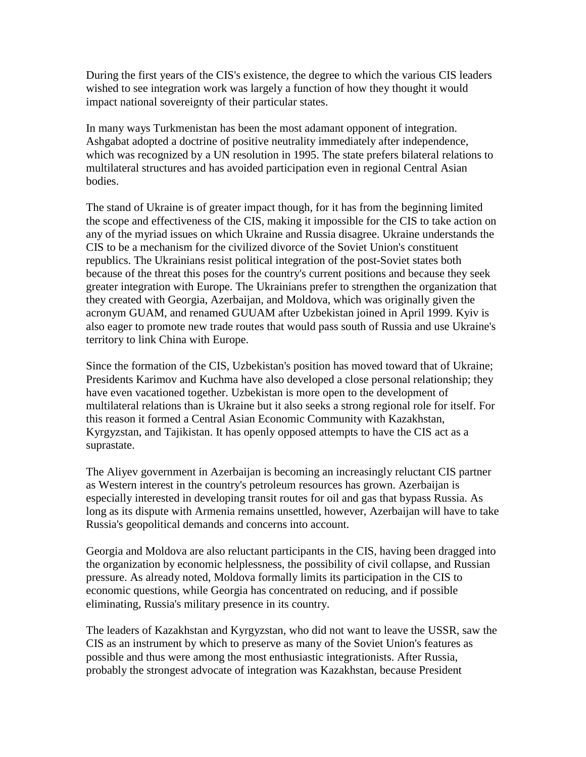During the first years of the CIS's existence, the degree to which the various CIS leaders wished to see integration work was largely a function of how they thought it would impact national sovereignty of their particular states.

In many ways Turkmenistan has been the most adamant opponent of integration. Ashgabat adopted a doctrine of positive neutrality immediately after independence, which was recognized by a UN resolution in 1995. The state prefers bilateral relations to multilateral structures and has avoided participation even in regional Central Asian bodies.

The stand of Ukraine is of greater impact though, for it has from the beginning limited the scope and effectiveness of the CIS, making it impossible for the CIS to take action on any of the myriad issues on which Ukraine and Russia disagree. Ukraine understands the CIS to be a mechanism for the civilized divorce of the Soviet Union's constituent republics. The Ukrainians resist political integration of the post-Soviet states both because of the threat this poses for the country's current positions and because they seek greater integration with Europe. The Ukrainians prefer to strengthen the organization that they created with Georgia, Azerbaijan, and Moldova, which was originally given the acronym GUAM, and renamed GUUAM after Uzbekistan joined in April 1999. Kyiv is also eager to promote new trade routes that would pass south of Russia and use Ukraine's territory to link China with Europe.

Since the formation of the CIS, Uzbekistan's position has moved toward that of Ukraine; Presidents Karimov and Kuchma have also developed a close personal relationship; they have even vacationed together. Uzbekistan is more open to the development of multilateral relations than is Ukraine but it also seeks a strong regional role for itself. For this reason it formed a Central Asian Economic Community with Kazakhstan, Kyrgyzstan, and Tajikistan. It has openly opposed attempts to have the CIS act as a suprastate.

The Aliyev government in Azerbaijan is becoming an increasingly reluctant CIS partner as Western interest in the country's petroleum resources has grown. Azerbaijan is especially interested in developing transit routes for oil and gas that bypass Russia. As long as its dispute with Armenia remains unsettled, however, Azerbaijan will have to take Russia's geopolitical demands and concerns into account.

Georgia and Moldova are also reluctant participants in the CIS, having been dragged into the organization by economic helplessness, the possibility of civil collapse, and Russian pressure. As already noted, Moldova formally limits its participation in the CIS to economic questions, while Georgia has concentrated on reducing, and if possible eliminating, Russia's military presence in its country.

The leaders of Kazakhstan and Kyrgyzstan, who did not want to leave the USSR, saw the CIS as an instrument by which to preserve as many of the Soviet Union's features as possible and thus were among the most enthusiastic integrationists. After Russia, probably the strongest advocate of integration was Kazakhstan, because President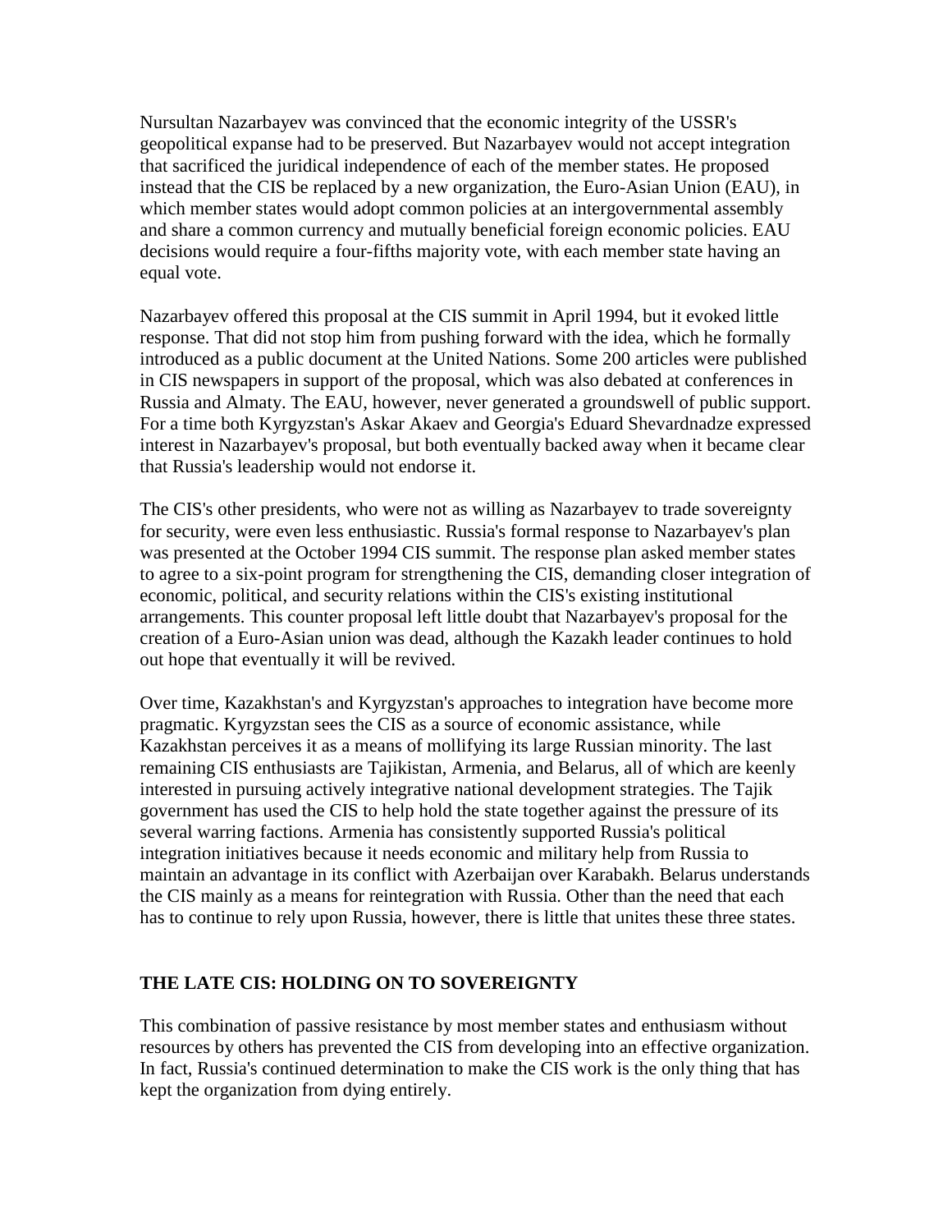Nursultan Nazarbayev was convinced that the economic integrity of the USSR's geopolitical expanse had to be preserved. But Nazarbayev would not accept integration that sacrificed the juridical independence of each of the member states. He proposed instead that the CIS be replaced by a new organization, the Euro-Asian Union (EAU), in which member states would adopt common policies at an intergovernmental assembly and share a common currency and mutually beneficial foreign economic policies. EAU decisions would require a four-fifths majority vote, with each member state having an equal vote.

Nazarbayev offered this proposal at the CIS summit in April 1994, but it evoked little response. That did not stop him from pushing forward with the idea, which he formally introduced as a public document at the United Nations. Some 200 articles were published in CIS newspapers in support of the proposal, which was also debated at conferences in Russia and Almaty. The EAU, however, never generated a groundswell of public support. For a time both Kyrgyzstan's Askar Akaev and Georgia's Eduard Shevardnadze expressed interest in Nazarbayev's proposal, but both eventually backed away when it became clear that Russia's leadership would not endorse it.

The CIS's other presidents, who were not as willing as Nazarbayev to trade sovereignty for security, were even less enthusiastic. Russia's formal response to Nazarbayev's plan was presented at the October 1994 CIS summit. The response plan asked member states to agree to a six-point program for strengthening the CIS, demanding closer integration of economic, political, and security relations within the CIS's existing institutional arrangements. This counter proposal left little doubt that Nazarbayev's proposal for the creation of a Euro-Asian union was dead, although the Kazakh leader continues to hold out hope that eventually it will be revived.

Over time, Kazakhstan's and Kyrgyzstan's approaches to integration have become more pragmatic. Kyrgyzstan sees the CIS as a source of economic assistance, while Kazakhstan perceives it as a means of mollifying its large Russian minority. The last remaining CIS enthusiasts are Tajikistan, Armenia, and Belarus, all of which are keenly interested in pursuing actively integrative national development strategies. The Tajik government has used the CIS to help hold the state together against the pressure of its several warring factions. Armenia has consistently supported Russia's political integration initiatives because it needs economic and military help from Russia to maintain an advantage in its conflict with Azerbaijan over Karabakh. Belarus understands the CIS mainly as a means for reintegration with Russia. Other than the need that each has to continue to rely upon Russia, however, there is little that unites these three states.

## THE LATE CIS: HOLDING ON TO SOVEREIGNTY

This combination of passive resistance by most member states and enthusiasm without resources by others has prevented the CIS from developing into an effective organization. In fact, Russia's continued determination to make the CIS work is the only thing that has kept the organization from dying entirely.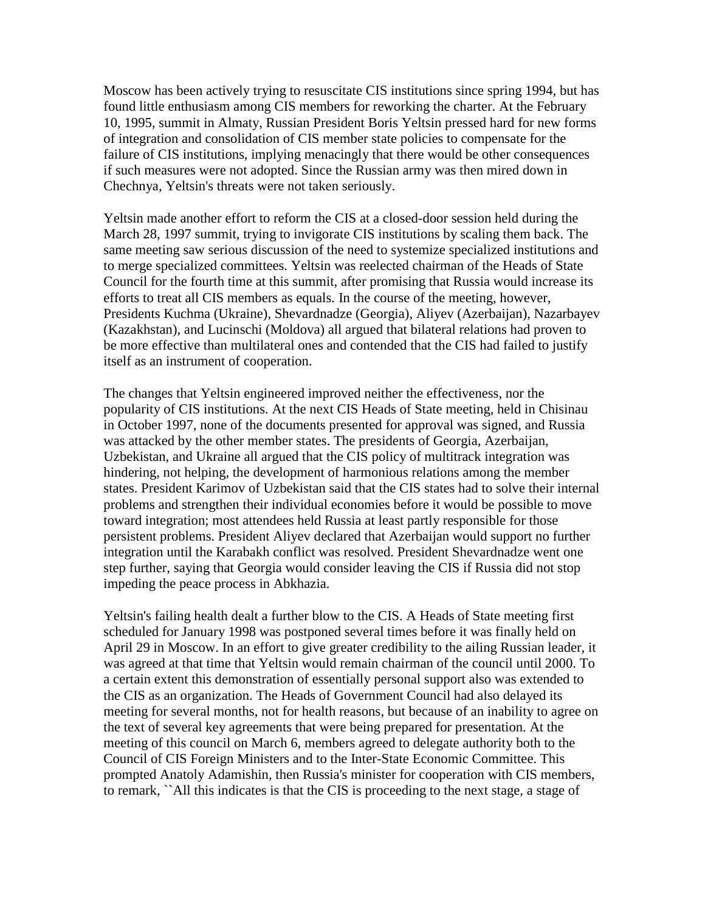Moscow has been actively trying to resuscitate CIS institutions since spring 1994, but has found little enthusiasm among CIS members for reworking the charter. At the February 10, 1995, summit in Almaty, Russian President Boris Yeltsin pressed hard for new forms of integration and consolidation of CIS member state policies to compensate for the failure of CIS institutions, implying menacingly that there would be other consequences if such measures were not adopted. Since the Russian army was then mired down in Chechnya, Yeltsin's threats were not taken seriously.

Yeltsin made another effort to reform the CIS at a closed-door session held during the March 28, 1997 summit, trying to invigorate CIS institutions by scaling them back. The same meeting saw serious discussion of the need to systemize specialized institutions and to merge specialized committees. Yeltsin was reelected chairman of the Heads of State Council for the fourth time at this summit, after promising that Russia would increase its efforts to treat all CIS members as equals. In the course of the meeting, however, Presidents Kuchma (Ukraine), Shevardnadze (Georgia), Aliyev (Azerbaijan), Nazarbayev (Kazakhstan), and Lucinschi (Moldova) all argued that bilateral relations had proven to be more effective than multilateral ones and contended that the CIS had failed to justify itself as an instrument of cooperation.

The changes that Yeltsin engineered improved neither the effectiveness, nor the popularity of CIS institutions. At the next CIS Heads of State meeting, held in Chisinau in October 1997, none of the documents presented for approval was signed, and Russia was attacked by the other member states. The presidents of Georgia, Azerbaijan, Uzbekistan, and Ukraine all argued that the CIS policy of multitrack integration was hindering, not helping, the development of harmonious relations among the member states. President Karimov of Uzbekistan said that the CIS states had to solve their internal problems and strengthen their individual economies before it would be possible to move toward integration; most attendees held Russia at least partly responsible for those persistent problems. President Aliyev declared that Azerbaijan would support no further integration until the Karabakh conflict was resolved. President Shevardnadze went one step further, saying that Georgia would consider leaving the CIS if Russia did not stop impeding the peace process in Abkhazia.

Yeltsin's failing health dealt a further blow to the CIS. A Heads of State meeting first scheduled for January 1998 was postponed several times before it was finally held on April 29 in Moscow. In an effort to give greater credibility to the ailing Russian leader, it was agreed at that time that Yeltsin would remain chairman of the council until 2000. To a certain extent this demonstration of essentially personal support also was extended to the CIS as an organization. The Heads of Government Council had also delayed its meeting for several months, not for health reasons, but because of an inability to agree on the text of several key agreements that were being prepared for presentation. At the meeting of this council on March 6, members agreed to delegate authority both to the Council of CIS Foreign Ministers and to the Inter-State Economic Committee. This prompted Anatoly Adamishin, then Russia's minister for cooperation with CIS members, to remark, ``All this indicates is that the CIS is proceeding to the next stage, a stage of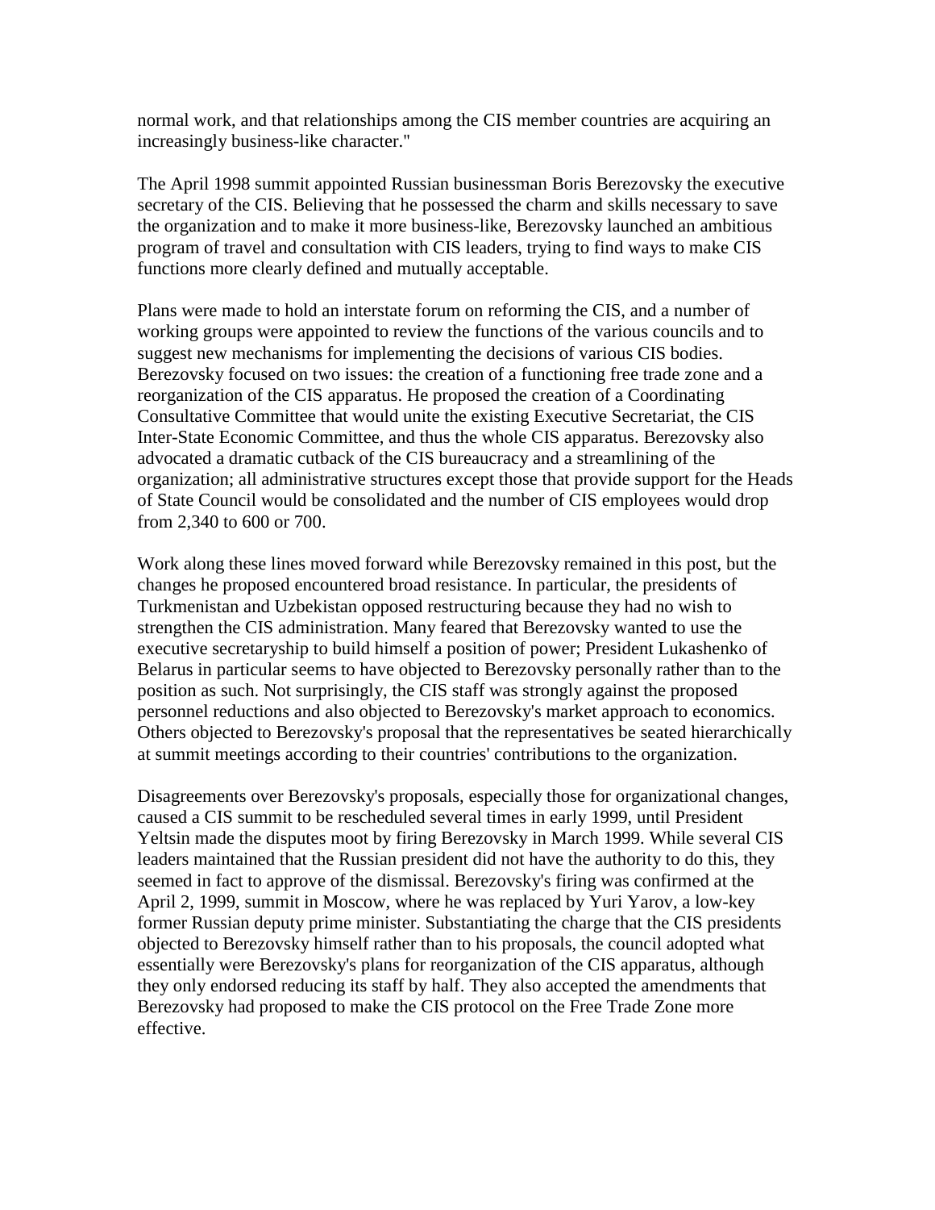normal work, and that relationships among the CIS member countries are acquiring an increasingly business-like character."

The April 1998 summit appointed Russian businessman Boris Berezovsky the executive secretary of the CIS. Believing that he possessed the charm and skills necessary to save the organization and to make it more business-like, Berezovsky launched an ambitious program of travel and consultation with CIS leaders, trying to find ways to make CIS functions more clearly defined and mutually acceptable.

Plans were made to hold an interstate forum on reforming the CIS, and a number of working groups were appointed to review the functions of the various councils and to suggest new mechanisms for implementing the decisions of various CIS bodies. Berezovsky focused on two issues: the creation of a functioning free trade zone and a reorganization of the CIS apparatus. He proposed the creation of a Coordinating Consultative Committee that would unite the existing Executive Secretariat, the CIS Inter-State Economic Committee, and thus the whole CIS apparatus. Berezovsky also advocated a dramatic cutback of the CIS bureaucracy and a streamlining of the organization; all administrative structures except those that provide support for the Heads of State Council would be consolidated and the number of CIS employees would drop from 2,340 to 600 or 700.

Work along these lines moved forward while Berezovsky remained in this post, but the changes he proposed encountered broad resistance. In particular, the presidents of Turkmenistan and Uzbekistan opposed restructuring because they had no wish to strengthen the CIS administration. Many feared that Berezovsky wanted to use the executive secretaryship to build himself a position of power; President Lukashenko of Belarus in particular seems to have objected to Berezovsky personally rather than to the position as such. Not surprisingly, the CIS staff was strongly against the proposed personnel reductions and also objected to Berezovsky's market approach to economics. Others objected to Berezovsky's proposal that the representatives be seated hierarchically at summit meetings according to their countries' contributions to the organization.

Disagreements over Berezovsky's proposals, especially those for organizational changes, caused a CIS summit to be rescheduled several times in early 1999, until President Yeltsin made the disputes moot by firing Berezovsky in March 1999. While several CIS leaders maintained that the Russian president did not have the authority to do this, they seemed in fact to approve of the dismissal. Berezovsky's firing was confirmed at the April 2, 1999, summit in Moscow, where he was replaced by Yuri Yarov, a low-key former Russian deputy prime minister. Substantiating the charge that the CIS presidents objected to Berezovsky himself rather than to his proposals, the council adopted what essentially were Berezovsky's plans for reorganization of the CIS apparatus, although they only endorsed reducing its staff by half. They also accepted the amendments that Berezovsky had proposed to make the CIS protocol on the Free Trade Zone more effective.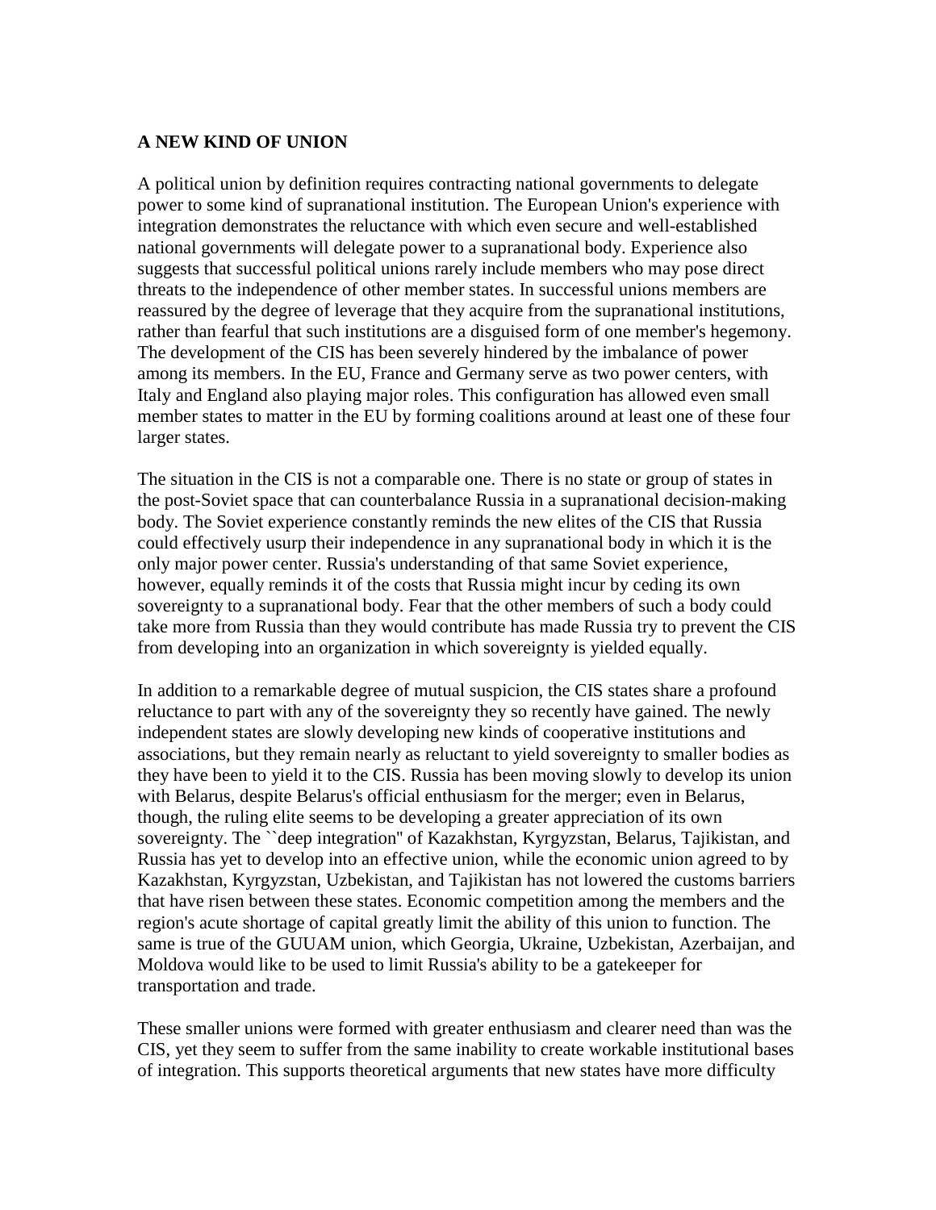**A NEW KIND OF UNION**

A political union by definition requires contracting national governments to delegate power to some kind of supranational institution. The European Union's experience with integration demonstrates the reluctance with which even secure and well-established national governments will delegate power to a supranational body. Experience also suggests that successful political unions rarely include members who may pose direct threats to the independence of other member states. In successful unions members are reassured by the degree of leverage that they acquire from the supranational institutions, rather than fearful that such institutions are a disguised form of one member's hegemony. The development of the CIS has been severely hindered by the imbalance of power among its members. In the EU, France and Germany serve as two power centers, with Italy and England also playing major roles. This configuration has allowed even small member states to matter in the EU by forming coalitions around at least one of these four larger states.

The situation in the CIS is not a comparable one. There is no state or group of states in the post-Soviet space that can counterbalance Russia in a supranational decision-making body. The Soviet experience constantly reminds the new elites of the CIS that Russia could effectively usurp their independence in any supranational body in which it is the only major power center. Russia's understanding of that same Soviet experience, however, equally reminds it of the costs that Russia might incur by ceding its own sovereignty to a supranational body. Fear that the other members of such a body could take more from Russia than they would contribute has made Russia try to prevent the CIS from developing into an organization in which sovereignty is yielded equally.

In addition to a remarkable degree of mutual suspicion, the CIS states share a profound reluctance to part with any of the sovereignty they so recently have gained. The newly independent states are slowly developing new kinds of cooperative institutions and associations, but they remain nearly as reluctant to yield sovereignty to smaller bodies as they have been to yield it to the CIS. Russia has been moving slowly to develop its union with Belarus, despite Belarus's official enthusiasm for the merger; even in Belarus, though, the ruling elite seems to be developing a greater appreciation of its own sovereignty. The ``deep integration'' of Kazakhstan, Kyrgyzstan, Belarus, Tajikistan, and Russia has yet to develop into an effective union, while the economic union agreed to by Kazakhstan, Kyrgyzstan, Uzbekistan, and Tajikistan has not lowered the customs barriers that have risen between these states. Economic competition among the members and the region's acute shortage of capital greatly limit the ability of this union to function. The same is true of the GUUAM union, which Georgia, Ukraine, Uzbekistan, Azerbaijan, and Moldova would like to be used to limit Russia's ability to be a gatekeeper for transportation and trade.

These smaller unions were formed with greater enthusiasm and clearer need than was the CIS, yet they seem to suffer from the same inability to create workable institutional bases of integration. This supports theoretical arguments that new states have more difficulty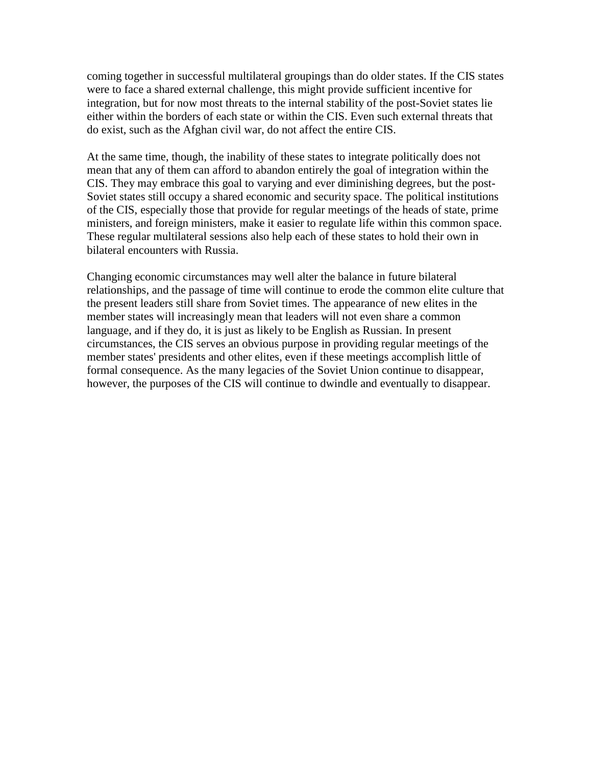coming together in successful multilateral groupings than do older states. If the CIS states were to face a shared external challenge, this might provide sufficient incentive for integration, but for now most threats to the internal stability of the post-Soviet states lie either within the borders of each state or within the CIS. Even such external threats that do exist, such as the Afghan civil war, do not affect the entire CIS.

At the same time, though, the inability of these states to integrate politically does not mean that any of them can afford to abandon entirely the goal of integration within the CIS. They may embrace this goal to varying and ever diminishing degrees, but the post-Soviet states still occupy a shared economic and security space. The political institutions of the CIS, especially those that provide for regular meetings of the heads of state, prime ministers, and foreign ministers, make it easier to regulate life within this common space. These regular multilateral sessions also help each of these states to hold their own in bilateral encounters with Russia.

Changing economic circumstances may well alter the balance in future bilateral relationships, and the passage of time will continue to erode the common elite culture that the present leaders still share from Soviet times. The appearance of new elites in the member states will increasingly mean that leaders will not even share a common language, and if they do, it is just as likely to be English as Russian. In present circumstances, the CIS serves an obvious purpose in providing regular meetings of the member states' presidents and other elites, even if these meetings accomplish little of formal consequence. As the many legacies of the Soviet Union continue to disappear, however, the purposes of the CIS will continue to dwindle and eventually to disappear.